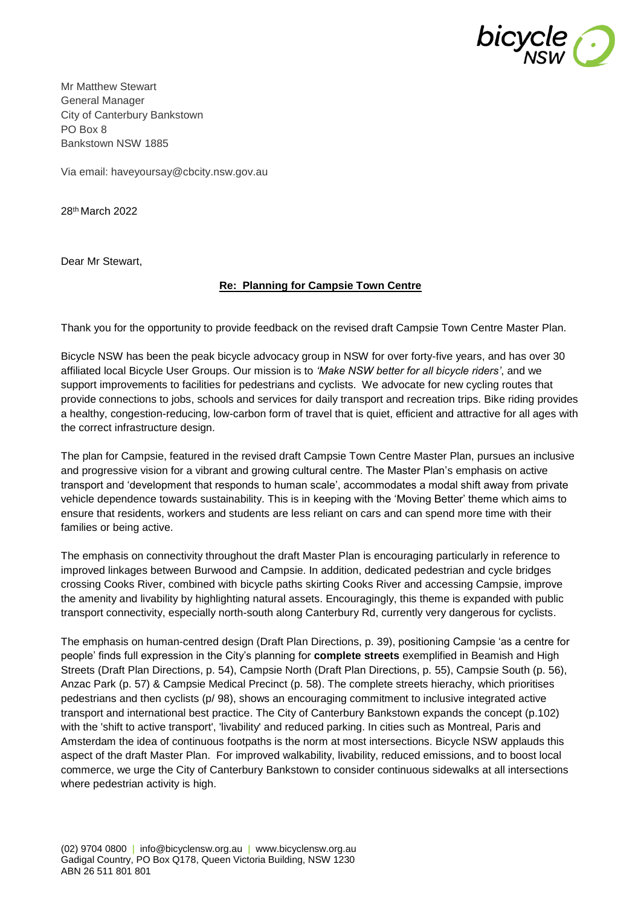Mr Matthew Stewart
General Manager
City of Canterbury Bankstown
PO Box 8
Bankstown NSW 1885

Via email: haveyoursay@cbcity.nsw.gov.au

28th March 2022

Dear Mr Stewart,

**Re: Planning for Campsie Town Centre**

Thank you for the opportunity to provide feedback on the revised draft Campsie Town Centre Master Plan.

Bicycle NSW has been the peak bicycle advocacy group in NSW for over forty-five years, and has over 30 affiliated local Bicycle User Groups. Our mission is to *'Make NSW better for all bicycle riders'*, and we support improvements to facilities for pedestrians and cyclists. We advocate for new cycling routes that provide connections to jobs, schools and services for daily transport and recreation trips. Bike riding provides a healthy, congestion-reducing, low-carbon form of travel that is quiet, efficient and attractive for all ages with the correct infrastructure design.

The plan for Campsie, featured in the revised draft Campsie Town Centre Master Plan, pursues an inclusive and progressive vision for a vibrant and growing cultural centre. The Master Plan's emphasis on active transport and 'development that responds to human scale', accommodates a modal shift away from private vehicle dependence towards sustainability. This is in keeping with the 'Moving Better' theme which aims to ensure that residents, workers and students are less reliant on cars and can spend more time with their families or being active.

The emphasis on connectivity throughout the draft Master Plan is encouraging particularly in reference to improved linkages between Burwood and Campsie. In addition, dedicated pedestrian and cycle bridges crossing Cooks River, combined with bicycle paths skirting Cooks River and accessing Campsie, improve the amenity and livability by highlighting natural assets. Encouragingly, this theme is expanded with public transport connectivity, especially north-south along Canterbury Rd, currently very dangerous for cyclists.

The emphasis on human-centred design (Draft Plan Directions, p. 39), positioning Campsie 'as a centre for people' finds full expression in the City's planning for **complete streets** exemplified in Beamish and High Streets (Draft Plan Directions, p. 54), Campsie North (Draft Plan Directions, p. 55), Campsie South (p. 56), Anzac Park (p. 57) & Campsie Medical Precinct (p. 58). The complete streets hierachy, which prioritises pedestrians and then cyclists (p/ 98), shows an encouraging commitment to inclusive integrated active transport and international best practice. The City of Canterbury Bankstown expands the concept (p.102) with the 'shift to active transport', 'livability' and reduced parking. In cities such as Montreal, Paris and Amsterdam the idea of continuous footpaths is the norm at most intersections. Bicycle NSW applauds this aspect of the draft Master Plan. For improved walkability, livability, reduced emissions, and to boost local commerce, we urge the City of Canterbury Bankstown to consider continuous sidewalks at all intersections where pedestrian activity is high.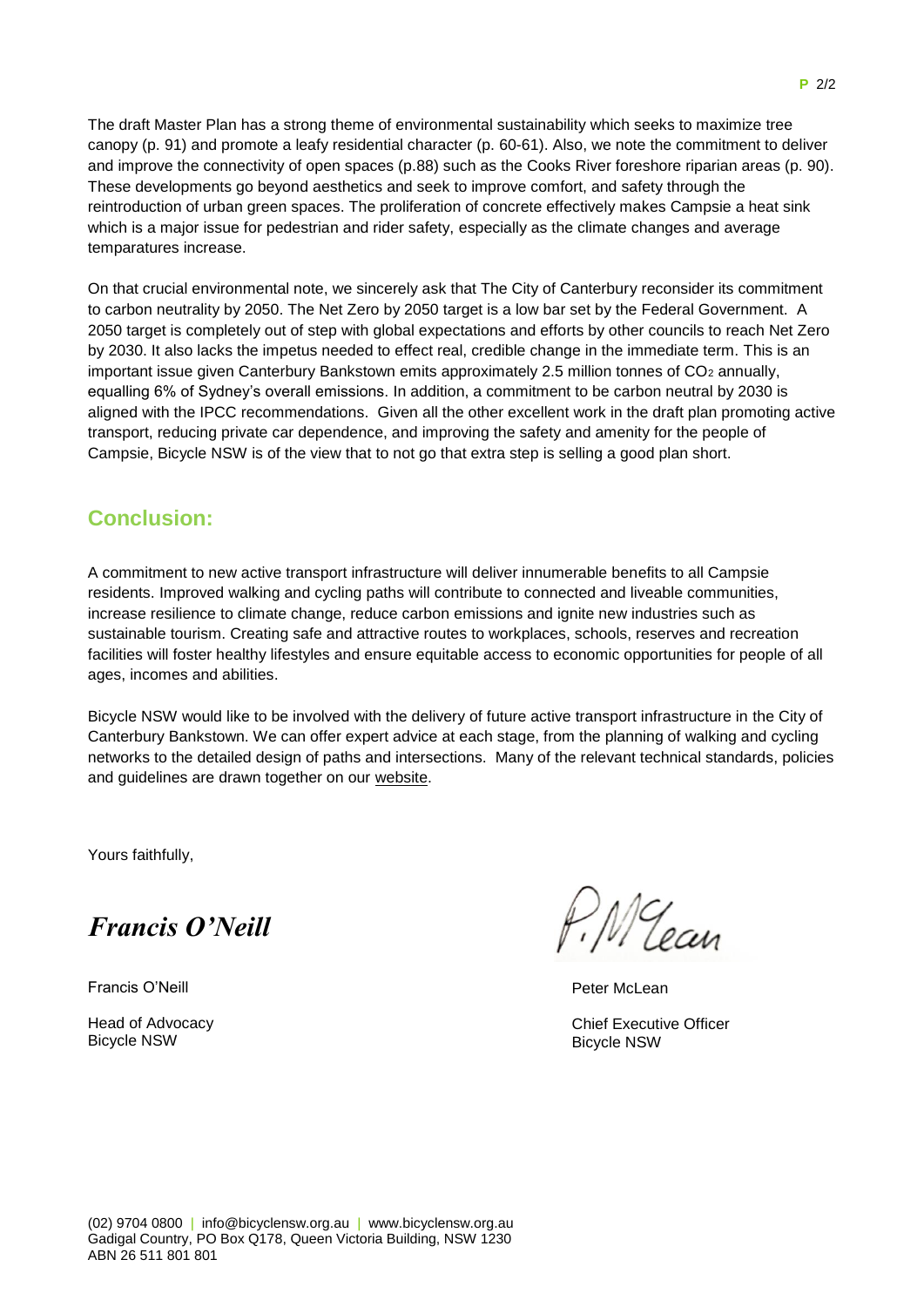The draft Master Plan has a strong theme of environmental sustainability which seeks to maximize tree canopy (p. 91) and promote a leafy residential character (p. 60-61). Also, we note the commitment to deliver and improve the connectivity of open spaces (p.88) such as the Cooks River foreshore riparian areas (p. 90). These developments go beyond aesthetics and seek to improve comfort, and safety through the reintroduction of urban green spaces. The proliferation of concrete effectively makes Campsie a heat sink which is a major issue for pedestrian and rider safety, especially as the climate changes and average temparatures increase.

On that crucial environmental note, we sincerely ask that The City of Canterbury reconsider its commitment to carbon neutrality by 2050. The Net Zero by 2050 target is a low bar set by the Federal Government. A 2050 target is completely out of step with global expectations and efforts by other councils to reach Net Zero by 2030. It also lacks the impetus needed to effect real, credible change in the immediate term. This is an important issue given Canterbury Bankstown emits approximately 2.5 million tonnes of $CO_2$ annually, equalling 6% of Sydney's overall emissions. In addition, a commitment to be carbon neutral by 2030 is aligned with the IPCC recommendations. Given all the other excellent work in the draft plan promoting active transport, reducing private car dependence, and improving the safety and amenity for the people of Campsie, Bicycle NSW is of the view that to not go that extra step is selling a good plan short.

## Conclusion:

A commitment to new active transport infrastructure will deliver innumerable benefits to all Campsie residents. Improved walking and cycling paths will contribute to connected and liveable communities, increase resilience to climate change, reduce carbon emissions and ignite new industries such as sustainable tourism. Creating safe and attractive routes to workplaces, schools, reserves and recreation facilities will foster healthy lifestyles and ensure equitable access to economic opportunities for people of all ages, incomes and abilities.

Bicycle NSW would like to be involved with the delivery of future active transport infrastructure in the City of Canterbury Bankstown. We can offer expert advice at each stage, from the planning of walking and cycling networks to the detailed design of paths and intersections. Many of the relevant technical standards, policies and guidelines are drawn together on our website.

Yours faithfully,

*Francis O'Neill*

Francis O'Neill

Head of Advocacy
Bicycle NSW

P. McLean

Peter McLean

Chief Executive Officer
Bicycle NSW

(02) 9704 0800 | info@bicyclensw.org.au | www.bicyclensw.org.au
Gadigal Country, PO Box Q178, Queen Victoria Building, NSW 1230
ABN 26 511 801 801